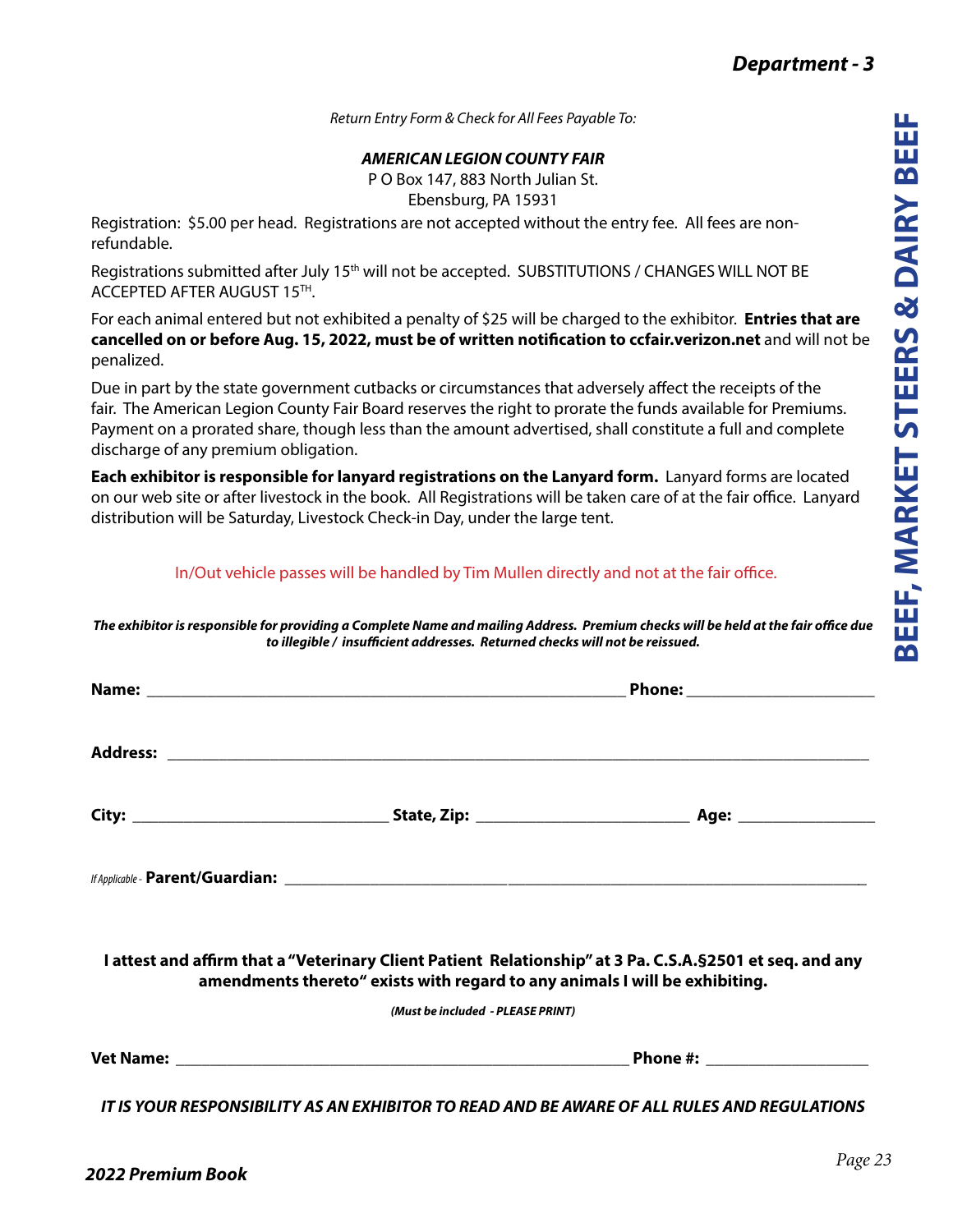# Department - 3

## BEEF, MARKET STEERS & DAIRY BEEF

*Return Entry Form & Check for All Fees Payable To:*

***AMERICAN LEGION COUNTY FAIR***
P O Box 147, 883 North Julian St.
Ebensburg, PA 15931

Registration: $5.00 per head. Registrations are not accepted without the entry fee. All fees are non-refundable.

Registrations submitted after July 15th will not be accepted. SUBSTITUTIONS / CHANGES WILL NOT BE ACCEPTED AFTER AUGUST 15TH.

For each animal entered but not exhibited a penalty of $25 will be charged to the exhibitor. **Entries that are cancelled on or before Aug. 15, 2022, must be of written notification to ccfair.verizon.net** and will not be penalized.

Due in part by the state government cutbacks or circumstances that adversely affect the receipts of the fair. The American Legion County Fair Board reserves the right to prorate the funds available for Premiums. Payment on a prorated share, though less than the amount advertised, shall constitute a full and complete discharge of any premium obligation.

**Each exhibitor is responsible for lanyard registrations on the Lanyard form.** Lanyard forms are located on our web site or after livestock in the book. All Registrations will be taken care of at the fair office. Lanyard distribution will be Saturday, Livestock Check-in Day, under the large tent.

In/Out vehicle passes will be handled by Tim Mullen directly and not at the fair office.

***The exhibitor is responsible for providing a Complete Name and mailing Address. Premium checks will be held at the fair office due to illegible / insufficient addresses. Returned checks will not be reissued.***

**Name:** ____________________________________________ **Phone:** ____________________

**Address:** ________________________________________________________________

**City:** ________________________ **State, Zip:** ____________________ **Age:** ______________

*If Applicable -* **Parent/Guardian:** ____________________________________________________

**I attest and affirm that a "Veterinary Client Patient Relationship" at 3 Pa. C.S.A.§2501 et seq. and any amendments thereto" exists with regard to any animals I will be exhibiting.**

***(Must be included - PLEASE PRINT)***

**Vet Name:** ____________________________________________ **Phone #:** ________________

***IT IS YOUR RESPONSIBILITY AS AN EXHIBITOR TO READ AND BE AWARE OF ALL RULES AND REGULATIONS***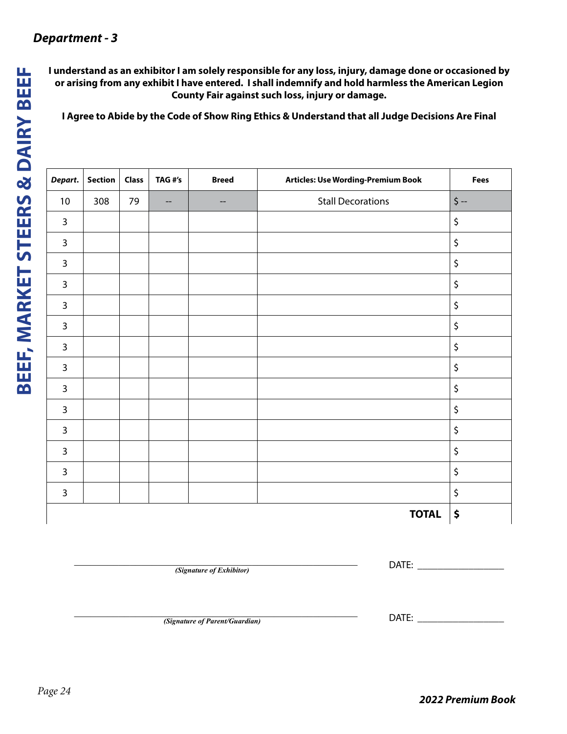## Department - 3

**BEEF, MARKET STEERS & DAIRY BEEF**

**I understand as an exhibitor I am solely responsible for any loss, injury, damage done or occasioned by or arising from any exhibit I have entered. I shall indemnify and hold harmless the American Legion County Fair against such loss, injury or damage.**

**I Agree to Abide by the Code of Show Ring Ethics & Understand that all Judge Decisions Are Final**

| *Depart.* | Section | Class | TAG #'s | Breed | Articles: Use Wording-Premium Book | Fees |
|---|---|---|---|---|---|---|
| 10 | 308 | 79 | -- | -- | Stall Decorations | $ -- |
| 3 | | | | | | $ |
| 3 | | | | | | $ |
| 3 | | | | | | $ |
| 3 | | | | | | $ |
| 3 | | | | | | $ |
| 3 | | | | | | $ |
| 3 | | | | | | $ |
| 3 | | | | | | $ |
| 3 | | | | | | $ |
| 3 | | | | | | $ |
| 3 | | | | | | $ |
| 3 | | | | | | $ |
| 3 | | | | | | $ |
| 3 | | | | | | $ |
| | | | | | **TOTAL** | **$** |

_______________________________________ DATE: ________________
*(Signature of Exhibitor)*

_______________________________________ DATE: ________________
*(Signature of Parent/Guardian)*